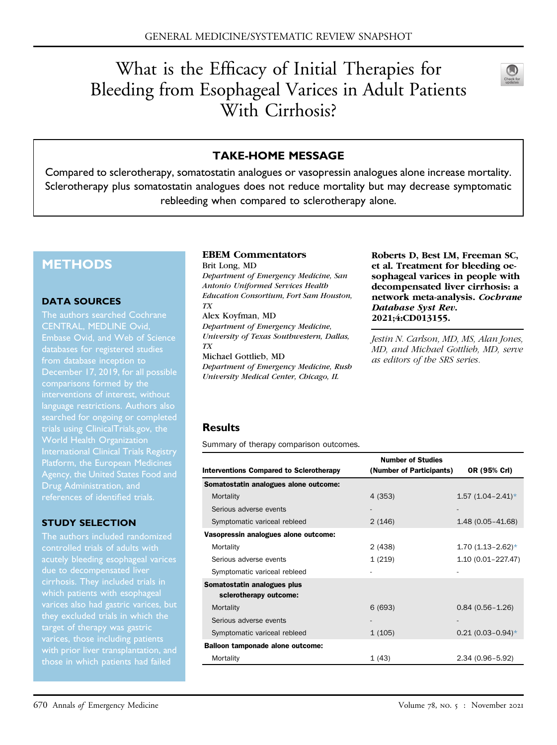# What is the Efficacy of Initial Therapies for Bleeding from Esophageal Varices in Adult Patients With Cirrhosis?

## TAKE-HOME MESSAGE

Compared to sclerotherapy, somatostatin analogues or vasopressin analogues alone increase mortality. Sclerotherapy plus somatostatin analogues does not reduce mortality but may decrease symptomatic rebleeding when compared to sclerotherapy alone.

## METHODS

### DATA SOURCES

The authors searched Cochrane CENTRAL, MEDLINE Ovid, Embase Ovid, and Web of Science databases for registered studies from database inception to December 17, 2019, for all possible comparisons formed by the interventions of interest, without language restrictions. Authors also searched for ongoing or completed trials using ClinicalTrials.gov, the World Health Organization International Clinical Trials Registry Platform, the European Medicines Agency, the United States Food and Drug Administration, and references of identified trials.

### STUDY SELECTION

The authors included randomized controlled trials of adults with acutely bleeding esophageal varices due to decompensated liver cirrhosis. They included trials in which patients with esophageal varices also had gastric varices, but they excluded trials in which the target of therapy was gastric varices, those including patients with prior liver transplantation, and those in which patients had failed

**EBEM Commentators**

Brit Long, MD
*Department of Emergency Medicine, San Antonio Uniformed Services Health Education Consortium, Fort Sam Houston, TX*

Alex Koyfman, MD
*Department of Emergency Medicine, University of Texas Southwestern, Dallas, TX*

Michael Gottlieb, MD
*Department of Emergency Medicine, Rush University Medical Center, Chicago, IL*

**Roberts D, Best LM, Freeman SC, et al. Treatment for bleeding oesophageal varices in people with decompensated liver cirrhosis: a network meta-analysis. *Cochrane Database Syst Rev.* 2021;4:CD013155.**

*Jestin N. Carlson, MD, MS, Alan Jones, MD, and Michael Gottlieb, MD, serve as editors of the SRS series.*

### Results

Summary of therapy comparison outcomes.

| Interventions Compared to Sclerotherapy | Number of Studies (Number of Participants) | OR (95% CrI) |
|---|---|---|
| **Somatostatin analogues alone outcome:** | | |
| Mortality | 4 (353) | 1.57 (1.04–2.41)* |
| Serious adverse events | - | - |
| Symptomatic variceal rebleed | 2 (146) | 1.48 (0.05–41.68) |
| **Vasopressin analogues alone outcome:** | | |
| Mortality | 2 (438) | 1.70 (1.13–2.62)* |
| Serious adverse events | 1 (219) | 1.10 (0.01–227.47) |
| Symptomatic variceal rebleed | - | - |
| **Somatostatin analogues plus sclerotherapy outcome:** | | |
| Mortality | 6 (693) | 0.84 (0.56–1.26) |
| Serious adverse events | - | - |
| Symptomatic variceal rebleed | 1 (105) | 0.21 (0.03–0.94)* |
| **Balloon tamponade alone outcome:** | | |
| Mortality | 1 (43) | 2.34 (0.96–5.92) |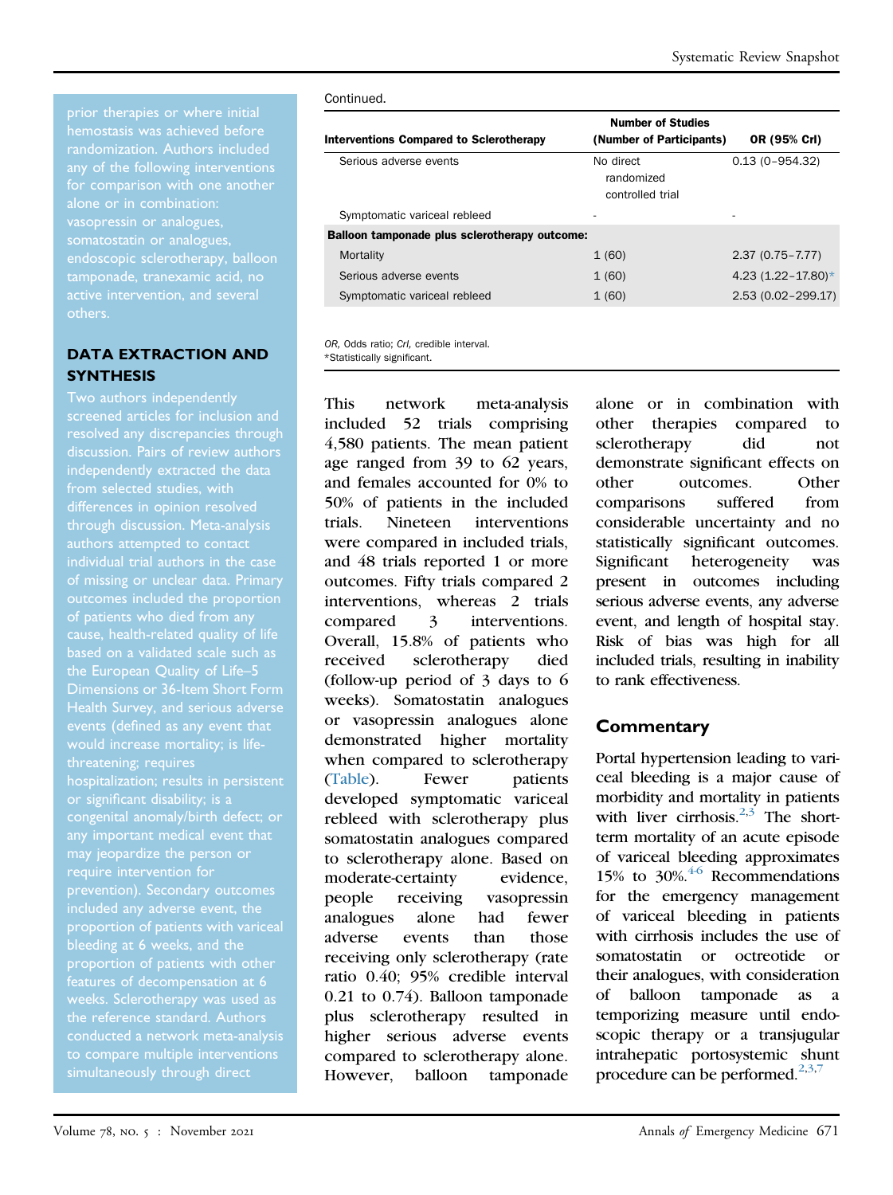prior therapies or where initial hemostasis was achieved before randomization. Authors included any of the following interventions for comparison with one another alone or in combination: vasopressin or analogues, somatostatin or analogues, endoscopic sclerotherapy, balloon tamponade, tranexamic acid, no active intervention, and several others.

## DATA EXTRACTION AND SYNTHESIS

Two authors independently screened articles for inclusion and resolved any discrepancies through discussion. Pairs of review authors independently extracted the data from selected studies, with differences in opinion resolved through discussion. Meta-analysis authors attempted to contact individual trial authors in the case of missing or unclear data. Primary outcomes included the proportion of patients who died from any cause, health-related quality of life based on a validated scale such as the European Quality of Life–5 Dimensions or 36-Item Short Form Health Survey, and serious adverse events (defined as any event that would increase mortality; is life-threatening; requires hospitalization; results in persistent or significant disability; is a congenital anomaly/birth defect; or any important medical event that may jeopardize the person or require intervention for prevention). Secondary outcomes included any adverse event, the proportion of patients with variceal bleeding at 6 weeks, and the proportion of patients with other features of decompensation at 6 weeks. Sclerotherapy was used as the reference standard. Authors conducted a network meta-analysis to compare multiple interventions simultaneously through direct

Continued.

| Interventions Compared to Sclerotherapy | Number of Studies (Number of Participants) | OR (95% CrI) |
|---|---|---|
| Serious adverse events | No direct randomized controlled trial | 0.13 (0–954.32) |
| Symptomatic variceal rebleed | - | - |
| **Balloon tamponade plus sclerotherapy outcome:** | | |
| Mortality | 1 (60) | 2.37 (0.75–7.77) |
| Serious adverse events | 1 (60) | 4.23 (1.22–17.80)* |
| Symptomatic variceal rebleed | 1 (60) | 2.53 (0.02–299.17) |

*OR*, Odds ratio; *CrI*, credible interval.
*Statistically significant.

This network meta-analysis included 52 trials comprising 4,580 patients. The mean patient age ranged from 39 to 62 years, and females accounted for 0% to 50% of patients in the included trials. Nineteen interventions were compared in included trials, and 48 trials reported 1 or more outcomes. Fifty trials compared 2 interventions, whereas 2 trials compared 3 interventions. Overall, 15.8% of patients who received sclerotherapy died (follow-up period of 3 days to 6 weeks). Somatostatin analogues or vasopressin analogues alone demonstrated higher mortality when compared to sclerotherapy (Table). Fewer patients developed symptomatic variceal rebleed with sclerotherapy plus somatostatin analogues compared to sclerotherapy alone. Based on moderate-certainty evidence, people receiving vasopressin analogues alone had fewer adverse events than those receiving only sclerotherapy (rate ratio 0.40; 95% credible interval 0.21 to 0.74). Balloon tamponade plus sclerotherapy resulted in higher serious adverse events compared to sclerotherapy alone. However, balloon tamponade alone or in combination with other therapies compared to sclerotherapy did not demonstrate significant effects on other outcomes. Other comparisons suffered from considerable uncertainty and no statistically significant outcomes. Significant heterogeneity was present in outcomes including serious adverse events, any adverse event, and length of hospital stay. Risk of bias was high for all included trials, resulting in inability to rank effectiveness.

## Commentary

Portal hypertension leading to variceal bleeding is a major cause of morbidity and mortality in patients with liver cirrhosis.[2,3] The short-term mortality of an acute episode of variceal bleeding approximates 15% to 30%.[4-6] Recommendations for the emergency management of variceal bleeding in patients with cirrhosis includes the use of somatostatin or octreotide or their analogues, with consideration of balloon tamponade as a temporizing measure until endoscopic therapy or a transjugular intrahepatic portosystemic shunt procedure can be performed.[2,3,7]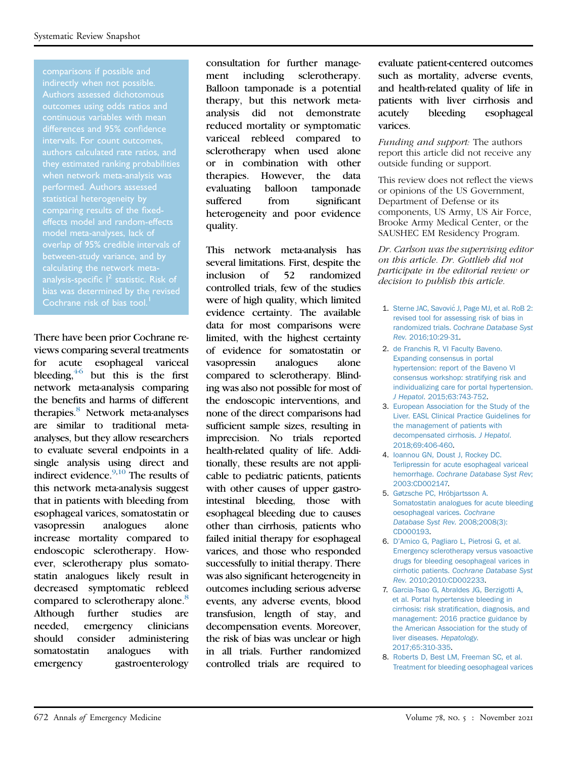comparisons if possible and indirectly when not possible. Authors assessed dichotomous outcomes using odds ratios and continuous variables with mean differences and 95% confidence intervals. For count outcomes, authors calculated rate ratios, and they estimated ranking probabilities when network meta-analysis was performed. Authors assessed statistical heterogeneity by comparing results of the fixed-effects model and random-effects model meta-analyses, lack of overlap of 95% credible intervals of between-study variance, and by calculating the network meta-analysis-specific $I^2$ statistic. Risk of bias was determined by the revised Cochrane risk of bias tool.[1]

There have been prior Cochrane reviews comparing several treatments for acute esophageal variceal bleeding,[4-6] but this is the first network meta-analysis comparing the benefits and harms of different therapies.[8] Network meta-analyses are similar to traditional meta-analyses, but they allow researchers to evaluate several endpoints in a single analysis using direct and indirect evidence.[9,10] The results of this network meta-analysis suggest that in patients with bleeding from esophageal varices, somatostatin or vasopressin analogues alone increase mortality compared to endoscopic sclerotherapy. However, sclerotherapy plus somatostatin analogues likely result in decreased symptomatic rebleed compared to sclerotherapy alone.[8] Although further studies are needed, emergency clinicians should consider administering somatostatin analogues with emergency gastroenterology consultation for further management including sclerotherapy. Balloon tamponade is a potential therapy, but this network meta-analysis did not demonstrate reduced mortality or symptomatic variceal rebleed compared to sclerotherapy when used alone or in combination with other therapies. However, the data evaluating balloon tamponade suffered from significant heterogeneity and poor evidence quality.

This network meta-analysis has several limitations. First, despite the inclusion of 52 randomized controlled trials, few of the studies were of high quality, which limited evidence certainty. The available data for most comparisons were limited, with the highest certainty of evidence for somatostatin or vasopressin analogues alone compared to sclerotherapy. Blinding was also not possible for most of the endoscopic interventions, and none of the direct comparisons had sufficient sample sizes, resulting in imprecision. No trials reported health-related quality of life. Additionally, these results are not applicable to pediatric patients, patients with other causes of upper gastrointestinal bleeding, those with esophageal bleeding due to causes other than cirrhosis, patients who failed initial therapy for esophageal varices, and those who responded successfully to initial therapy. There was also significant heterogeneity in outcomes including serious adverse events, any adverse events, blood transfusion, length of stay, and decompensation events. Moreover, the risk of bias was unclear or high in all trials. Further randomized controlled trials are required to evaluate patient-centered outcomes such as mortality, adverse events, and health-related quality of life in patients with liver cirrhosis and acutely bleeding esophageal varices.

*Funding and support:* The authors report this article did not receive any outside funding or support.

This review does not reflect the views or opinions of the US Government, Department of Defense or its components, US Army, US Air Force, Brooke Army Medical Center, or the SAUSHEC EM Residency Program.

*Dr. Carlson was the supervising editor on this article. Dr. Gottlieb did not participate in the editorial review or decision to publish this article.*

1. Sterne JAC, Savović J, Page MJ, et al. RoB 2: revised tool for assessing risk of bias in randomized trials. *Cochrane Database Syst Rev.* 2016;10:29-31.
2. de Franchis R, VI Faculty Baveno. Expanding consensus in portal hypertension: report of the Baveno VI consensus workshop: stratifying risk and individualizing care for portal hypertension. *J Hepatol.* 2015;63:743-752.
3. European Association for the Study of the Liver. EASL Clinical Practice Guidelines for the management of patients with decompensated cirrhosis. *J Hepatol.* 2018;69:406-460.
4. Ioannou GN, Doust J, Rockey DC. Terlipressin for acute esophageal variceal hemorrhage. *Cochrane Database Syst Rev*; 2003:CD002147.
5. Gøtzsche PC, Hróbjartsson A. Somatostatin analogues for acute bleeding oesophageal varices. *Cochrane Database Syst Rev.* 2008;2008(3):CD000193.
6. D'Amico G, Pagliaro L, Pietrosi G, et al. Emergency sclerotherapy versus vasoactive drugs for bleeding oesophageal varices in cirrhotic patients. *Cochrane Database Syst Rev.* 2010;2010:CD002233.
7. Garcia-Tsao G, Abraldes JG, Berzigotti A, et al. Portal hypertensive bleeding in cirrhosis: risk stratification, diagnosis, and management: 2016 practice guidance by the American Association for the study of liver diseases. *Hepatology.* 2017;65:310-335.
8. Roberts D, Best LM, Freeman SC, et al. Treatment for bleeding oesophageal varices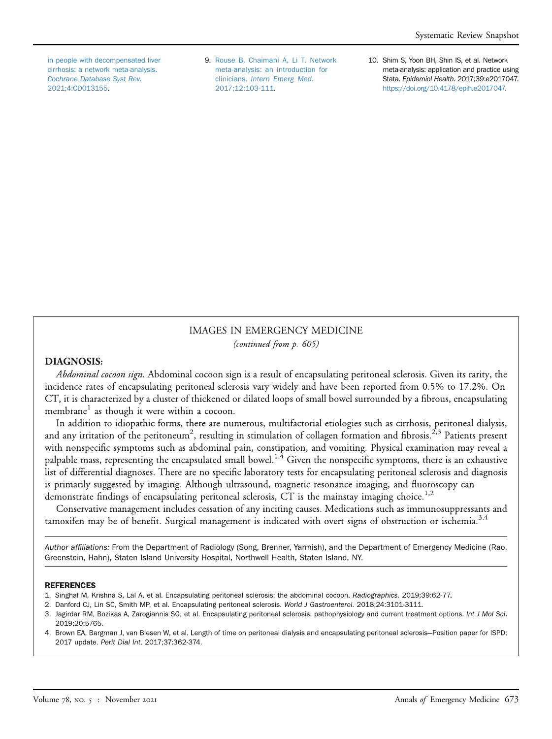in people with decompensated liver cirrhosis: a network meta-analysis. *Cochrane Database Syst Rev*. 2021;4:CD013155.

9. Rouse B, Chaimani A, Li T. Network meta-analysis: an introduction for clinicians. *Intern Emerg Med*. 2017;12:103-111.
10. Shim S, Yoon BH, Shin IS, et al. Network meta-analysis: application and practice using Stata. *Epidemiol Health*. 2017;39:e2017047. https://doi.org/10.4178/epih.e2017047.

## IMAGES IN EMERGENCY MEDICINE

*(continued from p. 605)*

### DIAGNOSIS:

*Abdominal cocoon sign.* Abdominal cocoon sign is a result of encapsulating peritoneal sclerosis. Given its rarity, the incidence rates of encapsulating peritoneal sclerosis vary widely and have been reported from 0.5% to 17.2%. On CT, it is characterized by a cluster of thickened or dilated loops of small bowel surrounded by a fibrous, encapsulating membrane[1] as though it were within a cocoon.

In addition to idiopathic forms, there are numerous, multifactorial etiologies such as cirrhosis, peritoneal dialysis, and any irritation of the peritoneum[2], resulting in stimulation of collagen formation and fibrosis.[2,3] Patients present with nonspecific symptoms such as abdominal pain, constipation, and vomiting. Physical examination may reveal a palpable mass, representing the encapsulated small bowel.[1,4] Given the nonspecific symptoms, there is an exhaustive list of differential diagnoses. There are no specific laboratory tests for encapsulating peritoneal sclerosis and diagnosis is primarily suggested by imaging. Although ultrasound, magnetic resonance imaging, and fluoroscopy can demonstrate findings of encapsulating peritoneal sclerosis, CT is the mainstay imaging choice.[1,2]

Conservative management includes cessation of any inciting causes. Medications such as immunosuppressants and tamoxifen may be of benefit. Surgical management is indicated with overt signs of obstruction or ischemia.[3,4]

*Author affiliations:* From the Department of Radiology (Song, Brenner, Yarmish), and the Department of Emergency Medicine (Rao, Greenstein, Hahn), Staten Island University Hospital, Northwell Health, Staten Island, NY.

#### REFERENCES

1. Singhal M, Krishna S, Lal A, et al. Encapsulating peritoneal sclerosis: the abdominal cocoon. *Radiographics*. 2019;39:62-77.
2. Danford CJ, Lin SC, Smith MP, et al. Encapsulating peritoneal sclerosis. *World J Gastroenterol*. 2018;24:3101-3111.
3. Jagirdar RM, Bozikas A, Zarogiannis SG, et al. Encapsulating peritoneal sclerosis: pathophysiology and current treatment options. *Int J Mol Sci*. 2019;20:5765.
4. Brown EA, Bargman J, van Biesen W, et al. Length of time on peritoneal dialysis and encapsulating peritoneal sclerosis—Position paper for ISPD: 2017 update. *Perit Dial Int*. 2017;37:362-374.